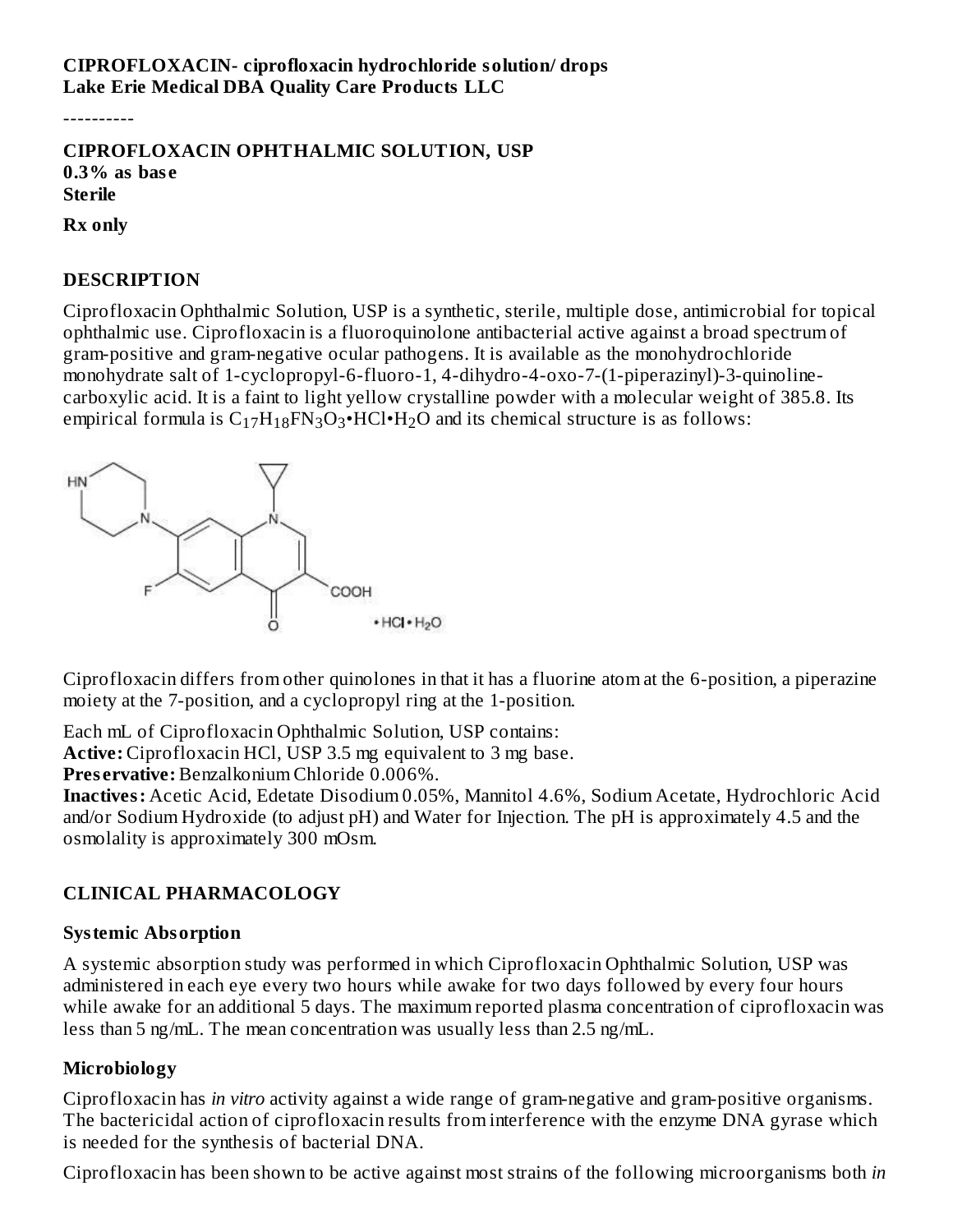**CIPROFLOXACIN- ciprofloxacin hydrochloride solution/ drops**
**Lake Erie Medical DBA Quality Care Products LLC**

----------

**CIPROFLOXACIN OPHTHALMIC SOLUTION, USP**
**0.3% as base**
**Sterile**

**Rx only**

## DESCRIPTION

Ciprofloxacin Ophthalmic Solution, USP is a synthetic, sterile, multiple dose, antimicrobial for topical ophthalmic use. Ciprofloxacin is a fluoroquinolone antibacterial active against a broad spectrum of gram-positive and gram-negative ocular pathogens. It is available as the monohydrochloride monohydrate salt of 1-cyclopropyl-6-fluoro-1, 4-dihydro-4-oxo-7-(1-piperazinyl)-3-quinoline-carboxylic acid. It is a faint to light yellow crystalline powder with a molecular weight of 385.8. Its empirical formula is $C_{17}H_{18}FN_3O_3$•HCl•$H_2O$ and its chemical structure is as follows:

Ciprofloxacin differs from other quinolones in that it has a fluorine atom at the 6-position, a piperazine moiety at the 7-position, and a cyclopropyl ring at the 1-position.

Each mL of Ciprofloxacin Ophthalmic Solution, USP contains:
**Active:** Ciprofloxacin HCl, USP 3.5 mg equivalent to 3 mg base.
**Preservative:** Benzalkonium Chloride 0.006%.
**Inactives:** Acetic Acid, Edetate Disodium 0.05%, Mannitol 4.6%, Sodium Acetate, Hydrochloric Acid and/or Sodium Hydroxide (to adjust pH) and Water for Injection. The pH is approximately 4.5 and the osmolality is approximately 300 mOsm.

## CLINICAL PHARMACOLOGY

### Systemic Absorption

A systemic absorption study was performed in which Ciprofloxacin Ophthalmic Solution, USP was administered in each eye every two hours while awake for two days followed by every four hours while awake for an additional 5 days. The maximum reported plasma concentration of ciprofloxacin was less than 5 ng/mL. The mean concentration was usually less than 2.5 ng/mL.

### Microbiology

Ciprofloxacin has *in vitro* activity against a wide range of gram-negative and gram-positive organisms. The bactericidal action of ciprofloxacin results from interference with the enzyme DNA gyrase which is needed for the synthesis of bacterial DNA.

Ciprofloxacin has been shown to be active against most strains of the following microorganisms both *in*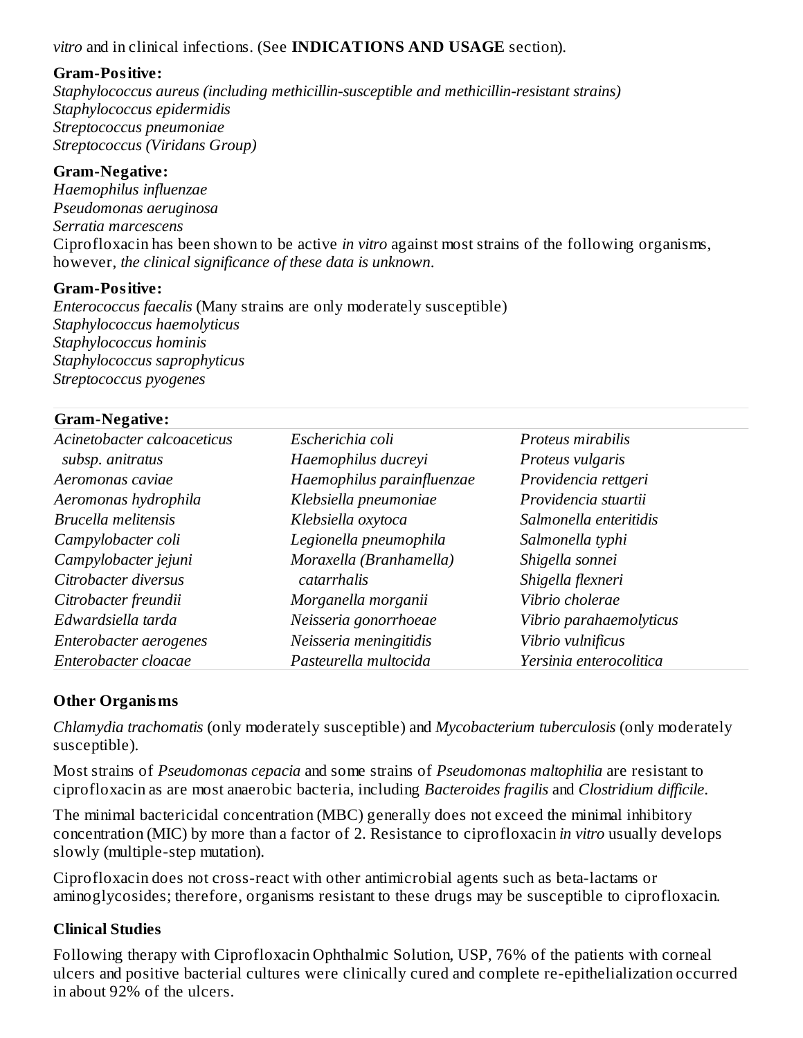*vitro* and in clinical infections. (See **INDICATIONS AND USAGE** section).

**Gram-Positive:**
*Staphylococcus aureus (including methicillin-susceptible and methicillin-resistant strains)*
*Staphylococcus epidermidis*
*Streptococcus pneumoniae*
*Streptococcus (Viridans Group)*

**Gram-Negative:**
*Haemophilus influenzae*
*Pseudomonas aeruginosa*
*Serratia marcescens*
Ciprofloxacin has been shown to be active *in vitro* against most strains of the following organisms, however, *the clinical significance of these data is unknown*.

**Gram-Positive:**
*Enterococcus faecalis* (Many strains are only moderately susceptible)
*Staphylococcus haemolyticus*
*Staphylococcus hominis*
*Staphylococcus saprophyticus*
*Streptococcus pyogenes*

| **Gram-Negative:** | | |
|---|---|---|
| *Acinetobacter calcoaceticus subsp. anitratus* | *Escherichia coli* | *Proteus mirabilis* |
| *Aeromonas caviae* | *Haemophilus ducreyi* | *Proteus vulgaris* |
| *Aeromonas hydrophila* | *Haemophilus parainfluenzae* | *Providencia rettgeri* |
| *Brucella melitensis* | *Klebsiella pneumoniae* | *Providencia stuartii* |
| *Campylobacter coli* | *Klebsiella oxytoca* | *Salmonella enteritidis* |
| *Campylobacter jejuni* | *Legionella pneumophila* | *Salmonella typhi* |
| *Citrobacter diversus* | *Moraxella (Branhamella) catarrhalis* | *Shigella sonnei* |
| *Citrobacter freundii* | *Morganella morganii* | *Shigella flexneri* |
| *Edwardsiella tarda* | *Neisseria gonorrhoeae* | *Vibrio cholerae* |
| *Enterobacter aerogenes* | *Neisseria meningitidis* | *Vibrio parahaemolyticus* |
| *Enterobacter cloacae* | *Pasteurella multocida* | *Vibrio vulnificus* |
| | | *Yersinia enterocolitica* |

**Other Organisms**

*Chlamydia trachomatis* (only moderately susceptible) and *Mycobacterium tuberculosis* (only moderately susceptible).

Most strains of *Pseudomonas cepacia* and some strains of *Pseudomonas maltophilia* are resistant to ciprofloxacin as are most anaerobic bacteria, including *Bacteroides fragilis* and *Clostridium difficile*.

The minimal bactericidal concentration (MBC) generally does not exceed the minimal inhibitory concentration (MIC) by more than a factor of 2. Resistance to ciprofloxacin *in vitro* usually develops slowly (multiple-step mutation).

Ciprofloxacin does not cross-react with other antimicrobial agents such as beta-lactams or aminoglycosides; therefore, organisms resistant to these drugs may be susceptible to ciprofloxacin.

**Clinical Studies**

Following therapy with Ciprofloxacin Ophthalmic Solution, USP, 76% of the patients with corneal ulcers and positive bacterial cultures were clinically cured and complete re-epithelialization occurred in about 92% of the ulcers.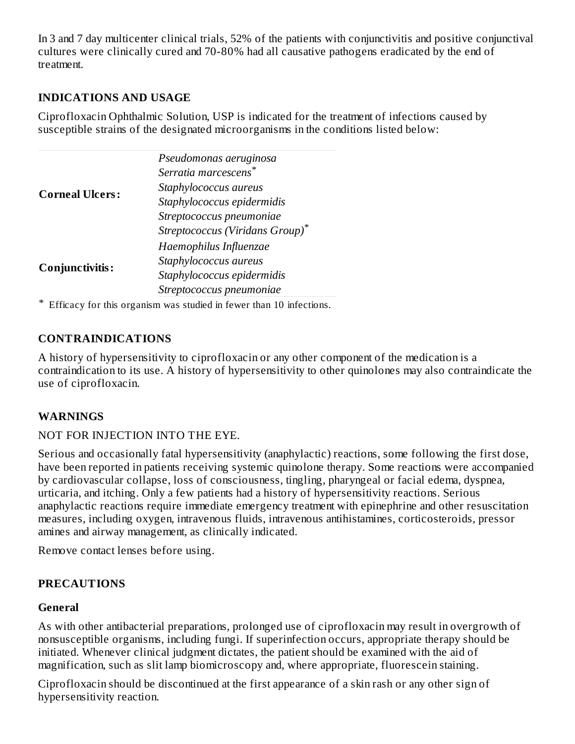In 3 and 7 day multicenter clinical trials, 52% of the patients with conjunctivitis and positive conjunctival cultures were clinically cured and 70-80% had all causative pathogens eradicated by the end of treatment.

## INDICATIONS AND USAGE

Ciprofloxacin Ophthalmic Solution, USP is indicated for the treatment of infections caused by susceptible strains of the designated microorganisms in the conditions listed below:

| | |
|---|---|
| **Corneal Ulcers:** | *Pseudomonas aeruginosa*<br>*Serratia marcescens* *<br>*Staphylococcus aureus*<br>*Staphylococcus epidermidis*<br>*Streptococcus pneumoniae*<br>*Streptococcus (Viridans Group)* * |
| **Conjunctivitis:** | *Haemophilus Influenzae*<br>*Staphylococcus aureus*<br>*Staphylococcus epidermidis*<br>*Streptococcus pneumoniae* |

\* Efficacy for this organism was studied in fewer than 10 infections.

## CONTRAINDICATIONS

A history of hypersensitivity to ciprofloxacin or any other component of the medication is a contraindication to its use. A history of hypersensitivity to other quinolones may also contraindicate the use of ciprofloxacin.

## WARNINGS

NOT FOR INJECTION INTO THE EYE.

Serious and occasionally fatal hypersensitivity (anaphylactic) reactions, some following the first dose, have been reported in patients receiving systemic quinolone therapy. Some reactions were accompanied by cardiovascular collapse, loss of consciousness, tingling, pharyngeal or facial edema, dyspnea, urticaria, and itching. Only a few patients had a history of hypersensitivity reactions. Serious anaphylactic reactions require immediate emergency treatment with epinephrine and other resuscitation measures, including oxygen, intravenous fluids, intravenous antihistamines, corticosteroids, pressor amines and airway management, as clinically indicated.

Remove contact lenses before using.

## PRECAUTIONS

### General

As with other antibacterial preparations, prolonged use of ciprofloxacin may result in overgrowth of nonsusceptible organisms, including fungi. If superinfection occurs, appropriate therapy should be initiated. Whenever clinical judgment dictates, the patient should be examined with the aid of magnification, such as slit lamp biomicroscopy and, where appropriate, fluorescein staining.

Ciprofloxacin should be discontinued at the first appearance of a skin rash or any other sign of hypersensitivity reaction.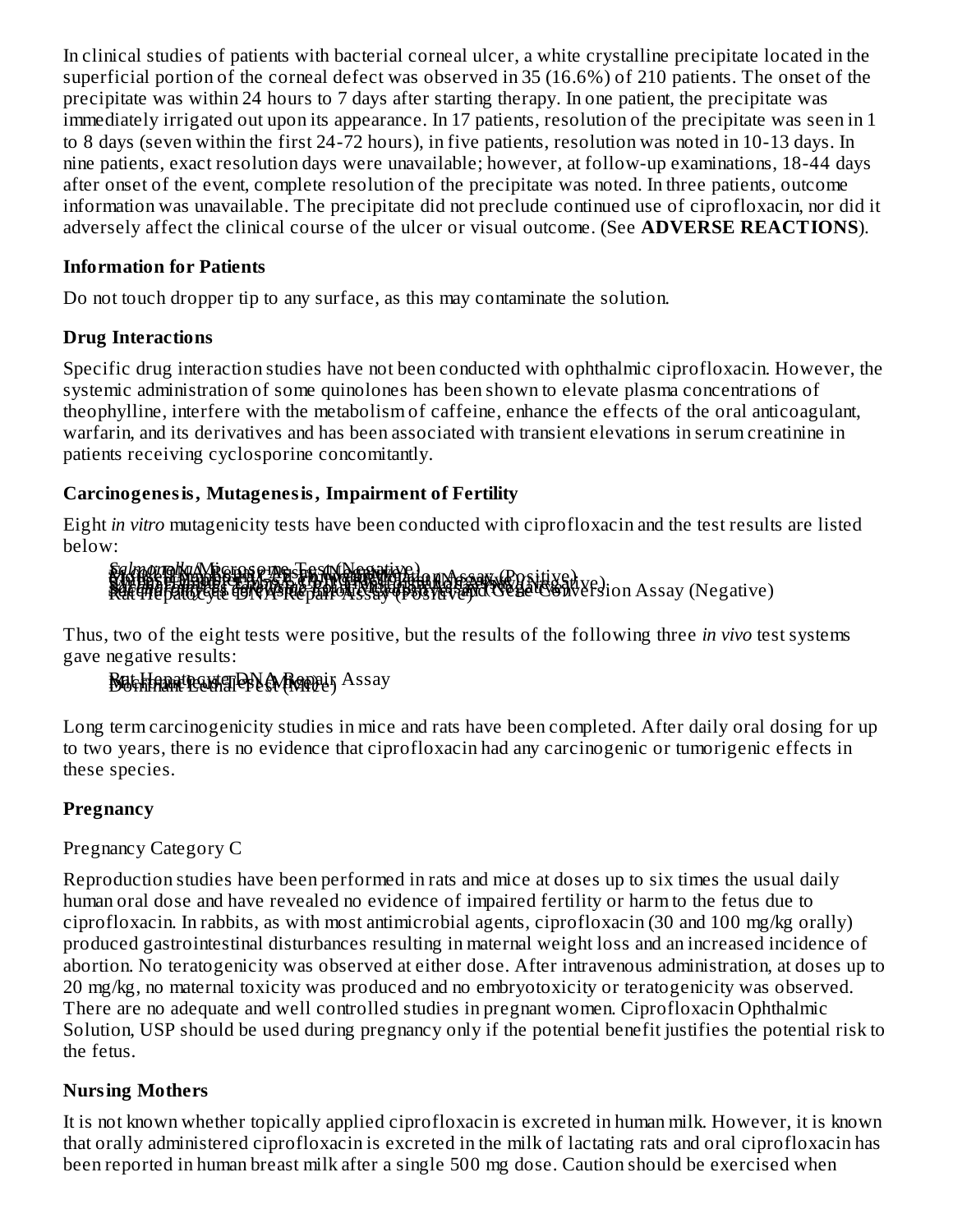In clinical studies of patients with bacterial corneal ulcer, a white crystalline precipitate located in the superficial portion of the corneal defect was observed in 35 (16.6%) of 210 patients. The onset of the precipitate was within 24 hours to 7 days after starting therapy. In one patient, the precipitate was immediately irrigated out upon its appearance. In 17 patients, resolution of the precipitate was seen in 1 to 8 days (seven within the first 24-72 hours), in five patients, resolution was noted in 10-13 days. In nine patients, exact resolution days were unavailable; however, at follow-up examinations, 18-44 days after onset of the event, complete resolution of the precipitate was noted. In three patients, outcome information was unavailable. The precipitate did not preclude continued use of ciprofloxacin, nor did it adversely affect the clinical course of the ulcer or visual outcome. (See **ADVERSE REACTIONS**).

## Information for Patients

Do not touch dropper tip to any surface, as this may contaminate the solution.

## Drug Interactions

Specific drug interaction studies have not been conducted with ophthalmic ciprofloxacin. However, the systemic administration of some quinolones has been shown to elevate plasma concentrations of theophylline, interfere with the metabolism of caffeine, enhance the effects of the oral anticoagulant, warfarin, and its derivatives and has been associated with transient elevations in serum creatinine in patients receiving cyclosporine concomitantly.

## Carcinogenesis, Mutagenesis, Impairment of Fertility

Eight *in vitro* mutagenicity tests have been conducted with ciprofloxacin and the test results are listed below:

- *Salmonella*/Microsome Test (Negative)
- *E. coli* DNA Repair Assay (Negative)
- Mouse Lymphoma Cell Forward Mutation Assay (Positive)
- Chinese Hamster V79 Cell HGPRT Test (Negative)
- Syrian Hamster Embryo Cell Transformation Assay (Negative)
- *Saccharomyces cerevisiae* Point Mutation Assay (Negative)
- *Saccharomyces cerevisiae* Mitotic Crossover and Gene Conversion Assay (Negative)
- Rat Hepatocyte DNA Repair Assay (Positive)

Thus, two of the eight tests were positive, but the results of the following three *in vivo* test systems gave negative results:

- Rat Hepatocyte DNA Repair Assay
- Micronucleus Test (Mice)
- Dominant Lethal Test (Mice)

Long term carcinogenicity studies in mice and rats have been completed. After daily oral dosing for up to two years, there is no evidence that ciprofloxacin had any carcinogenic or tumorigenic effects in these species.

## Pregnancy

Pregnancy Category C

Reproduction studies have been performed in rats and mice at doses up to six times the usual daily human oral dose and have revealed no evidence of impaired fertility or harm to the fetus due to ciprofloxacin. In rabbits, as with most antimicrobial agents, ciprofloxacin (30 and 100 mg/kg orally) produced gastrointestinal disturbances resulting in maternal weight loss and an increased incidence of abortion. No teratogenicity was observed at either dose. After intravenous administration, at doses up to 20 mg/kg, no maternal toxicity was produced and no embryotoxicity or teratogenicity was observed. There are no adequate and well controlled studies in pregnant women. Ciprofloxacin Ophthalmic Solution, USP should be used during pregnancy only if the potential benefit justifies the potential risk to the fetus.

## Nursing Mothers

It is not known whether topically applied ciprofloxacin is excreted in human milk. However, it is known that orally administered ciprofloxacin is excreted in the milk of lactating rats and oral ciprofloxacin has been reported in human breast milk after a single 500 mg dose. Caution should be exercised when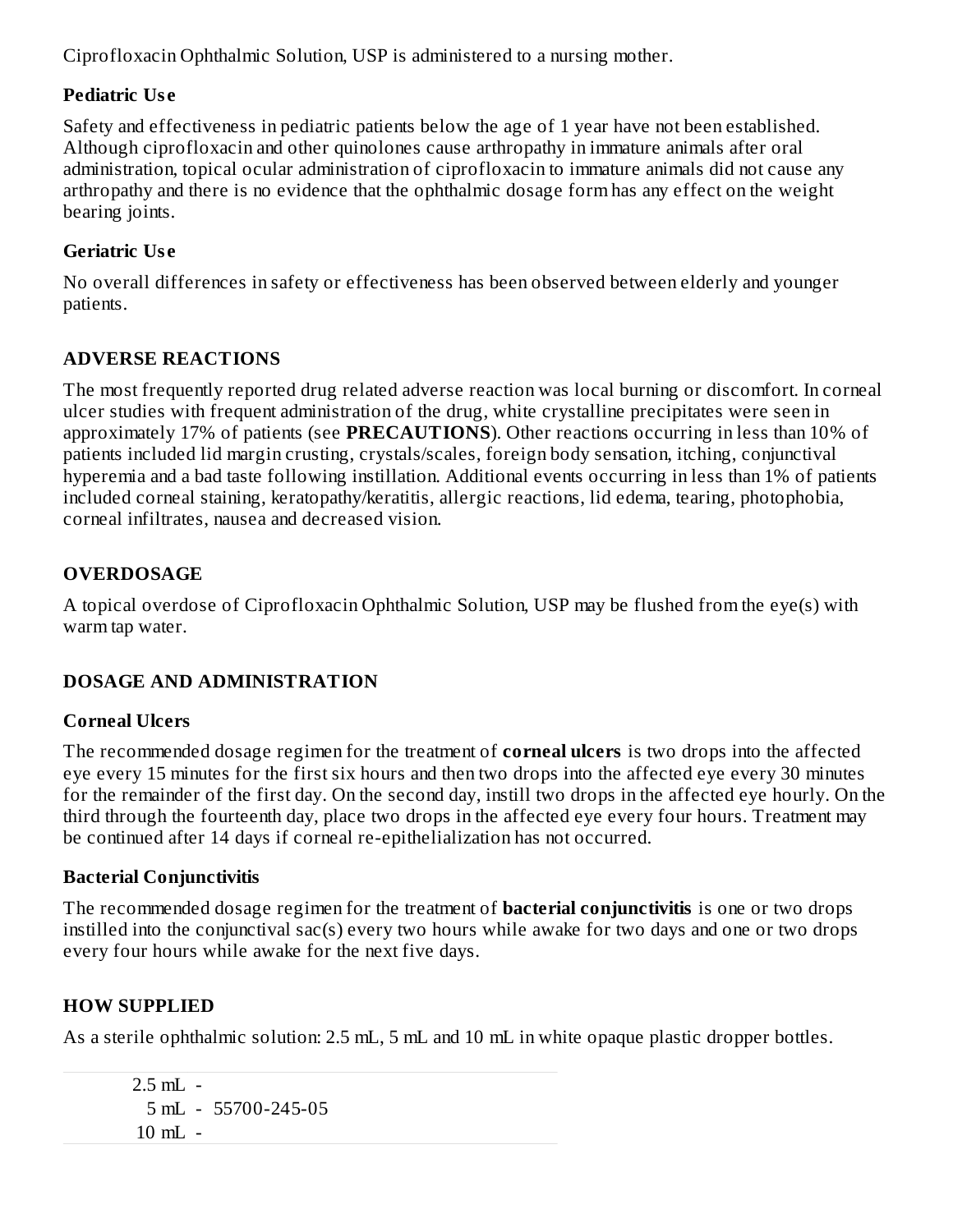Ciprofloxacin Ophthalmic Solution, USP is administered to a nursing mother.

### Pediatric Use

Safety and effectiveness in pediatric patients below the age of 1 year have not been established. Although ciprofloxacin and other quinolones cause arthropathy in immature animals after oral administration, topical ocular administration of ciprofloxacin to immature animals did not cause any arthropathy and there is no evidence that the ophthalmic dosage form has any effect on the weight bearing joints.

### Geriatric Use

No overall differences in safety or effectiveness has been observed between elderly and younger patients.

## ADVERSE REACTIONS

The most frequently reported drug related adverse reaction was local burning or discomfort. In corneal ulcer studies with frequent administration of the drug, white crystalline precipitates were seen in approximately 17% of patients (see **PRECAUTIONS**). Other reactions occurring in less than 10% of patients included lid margin crusting, crystals/scales, foreign body sensation, itching, conjunctival hyperemia and a bad taste following instillation. Additional events occurring in less than 1% of patients included corneal staining, keratopathy/keratitis, allergic reactions, lid edema, tearing, photophobia, corneal infiltrates, nausea and decreased vision.

## OVERDOSAGE

A topical overdose of Ciprofloxacin Ophthalmic Solution, USP may be flushed from the eye(s) with warm tap water.

## DOSAGE AND ADMINISTRATION

### Corneal Ulcers

The recommended dosage regimen for the treatment of **corneal ulcers** is two drops into the affected eye every 15 minutes for the first six hours and then two drops into the affected eye every 30 minutes for the remainder of the first day. On the second day, instill two drops in the affected eye hourly. On the third through the fourteenth day, place two drops in the affected eye every four hours. Treatment may be continued after 14 days if corneal re-epithelialization has not occurred.

### Bacterial Conjunctivitis

The recommended dosage regimen for the treatment of **bacterial conjunctivitis** is one or two drops instilled into the conjunctival sac(s) every two hours while awake for two days and one or two drops every four hours while awake for the next five days.

## HOW SUPPLIED

As a sterile ophthalmic solution: 2.5 mL, 5 mL and 10 mL in white opaque plastic dropper bottles.

| | |
|---|---|
| 2.5 mL - | |
| 5 mL - | 55700-245-05 |
| 10 mL - | |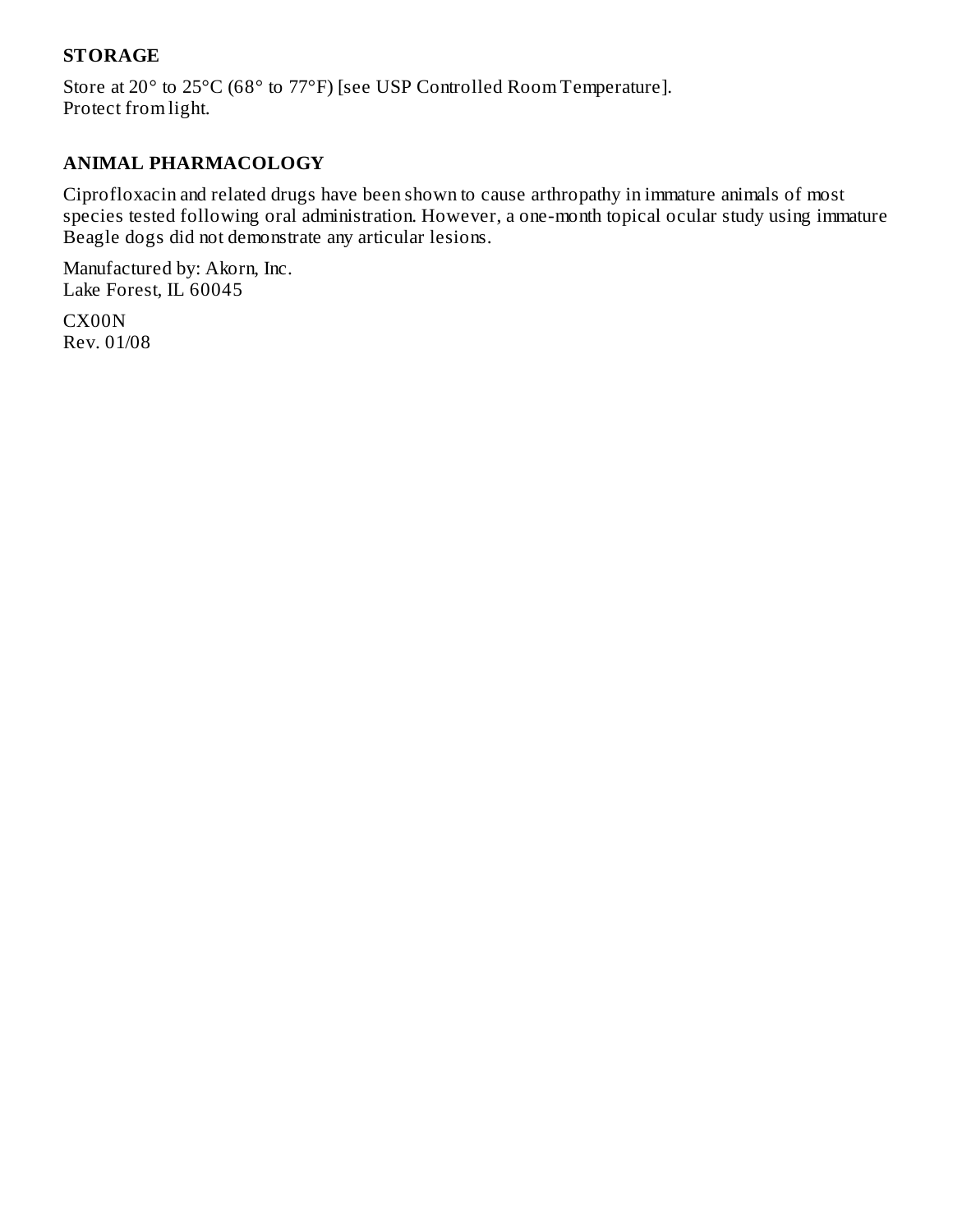## STORAGE

Store at 20° to 25°C (68° to 77°F) [see USP Controlled Room Temperature].
Protect from light.

## ANIMAL PHARMACOLOGY

Ciprofloxacin and related drugs have been shown to cause arthropathy in immature animals of most species tested following oral administration. However, a one-month topical ocular study using immature Beagle dogs did not demonstrate any articular lesions.

Manufactured by: Akorn, Inc.
Lake Forest, IL 60045

CX00N
Rev. 01/08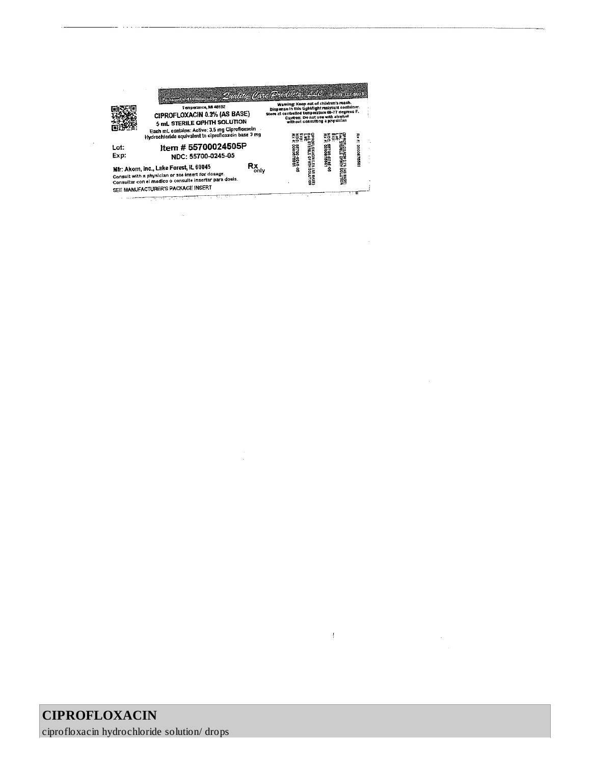Repackaged and Distributed by: Quality Care Products, LLC 1-800-337-8603

Temperance, MI 48182

**CIPROFLOXACIN 0.3% (AS BASE)**

**5 mL STERILE OPHTH SOLUTION**

Each mL contains: Active: 3.5 mg Ciprofloxacin Hydrochloride equivalent to ciprofloxacin base 3 mg

Lot:

Exp:

**Item # 55700024505P**

**NDC: 55700-0245-05**

Mfr: Akorn, Inc., Lake Forest, IL 60045

Rx only

Consult with a physician or see insert for dosage.

Consultar con el medico o consulte insertar para dosis.

SEE MANUFACTURER'S PACKAGE INSERT

Warning: Keep out of children's reach.

Dispense in this tight/light resistant container.

Store at controlled temperature 68-77 degrees F.

Caution: Do not use with alcohol without consulting a physician

CIPROFLOXACIN 0.3% (AS BASE)
5 mL STERILE OPHTH SOLUTION
Lot:
Exp:
NDC: 55700-0245-05
Rx #: 0000878661

CIPROFLOXACIN 0.3% (AS BASE)
5 mL STERILE OPHTH SOLUTION
Lot:
Exp:
NDC: 55700-0245-05
Rx #: 0000878661

Rx #: 0000878661

## CIPROFLOXACIN

ciprofloxacin hydrochloride solution/ drops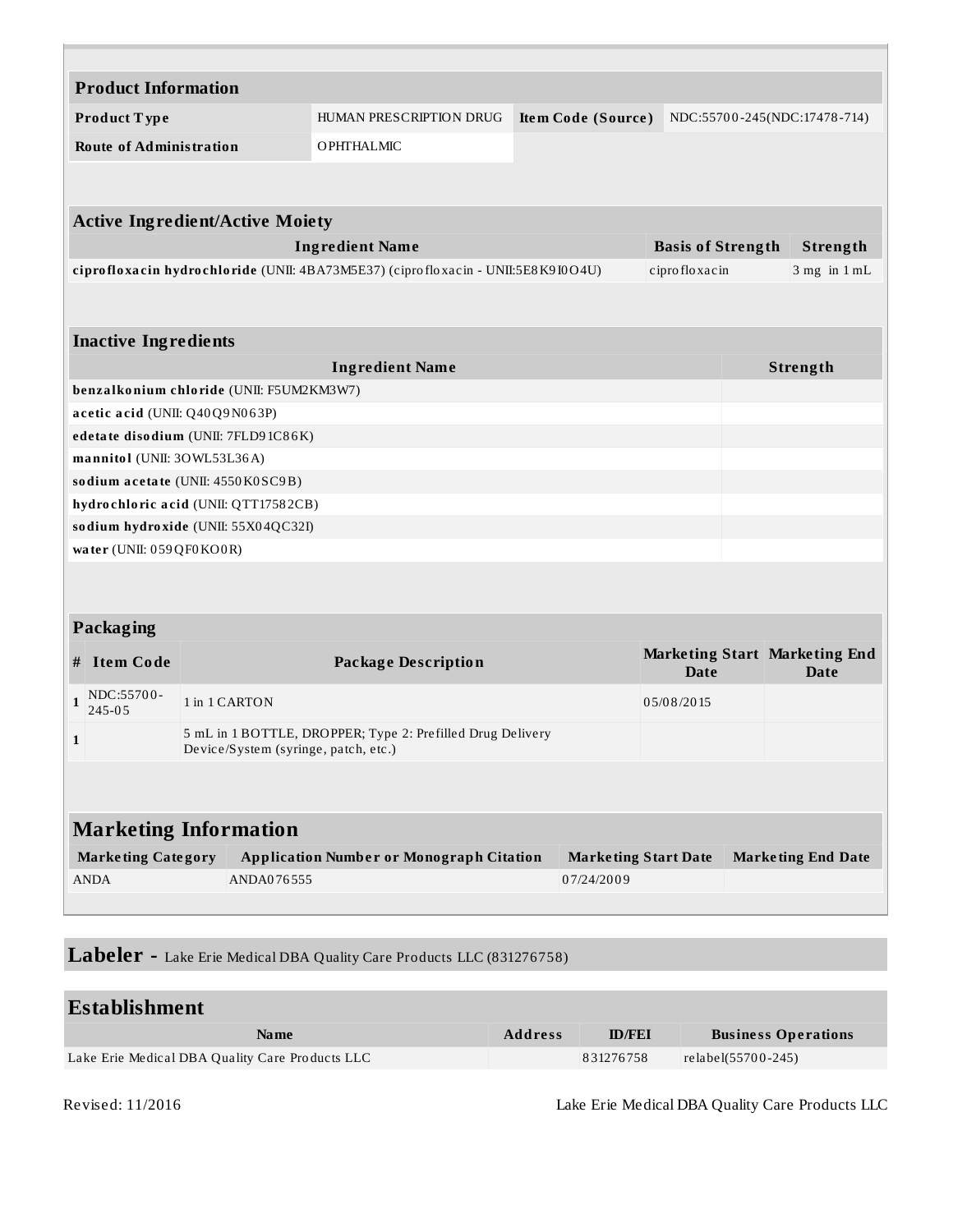| Product Information | | | |
|---|---|---|---|
| **Product Type** | HUMAN PRESCRIPTION DRUG | **Item Code (Source)** | NDC:55700-245(NDC:17478-714) |
| **Route of Administration** | OPHTHALMIC | | |

| Active Ingredient/Active Moiety | | |
|---|---|---|
| **Ingredient Name** | **Basis of Strength** | **Strength** |
| **ciprofloxacin hydrochloride** (UNII: 4BA73M5E37) (ciprofloxacin - UNII:5E8K9I0O4U) | ciprofloxacin | 3 mg in 1 mL |

| Inactive Ingredients | |
|---|---|
| **Ingredient Name** | **Strength** |
| **benzalkonium chloride** (UNII: F5UM2KM3W7) | |
| **acetic acid** (UNII: Q40Q9N063P) | |
| **edetate disodium** (UNII: 7FLD91C86K) | |
| **mannitol** (UNII: 3OWL53L36A) | |
| **sodium acetate** (UNII: 4550K0SC9B) | |
| **hydrochloric acid** (UNII: QTT17582CB) | |
| **sodium hydroxide** (UNII: 55X04QC32I) | |
| **water** (UNII: 059QF0KO0R) | |

| Packaging | | | | |
|---|---|---|---|---|
| **#** | **Item Code** | **Package Description** | **Marketing Start Date** | **Marketing End Date** |
| 1 | NDC:55700-245-05 | 1 in 1 CARTON | 05/08/2015 | |
| 1 | | 5 mL in 1 BOTTLE, DROPPER; Type 2: Prefilled Drug Delivery Device/System (syringe, patch, etc.) | | |

| Marketing Information | | | |
|---|---|---|---|
| **Marketing Category** | **Application Number or Monograph Citation** | **Marketing Start Date** | **Marketing End Date** |
| ANDA | ANDA076555 | 07/24/2009 | |

## Labeler - Lake Erie Medical DBA Quality Care Products LLC (831276758)

| Establishment | | | |
|---|---|---|---|
| **Name** | **Address** | **ID/FEI** | **Business Operations** |
| Lake Erie Medical DBA Quality Care Products LLC | | 831276758 | relabel(55700-245) |

Revised: 11/2016

Lake Erie Medical DBA Quality Care Products LLC